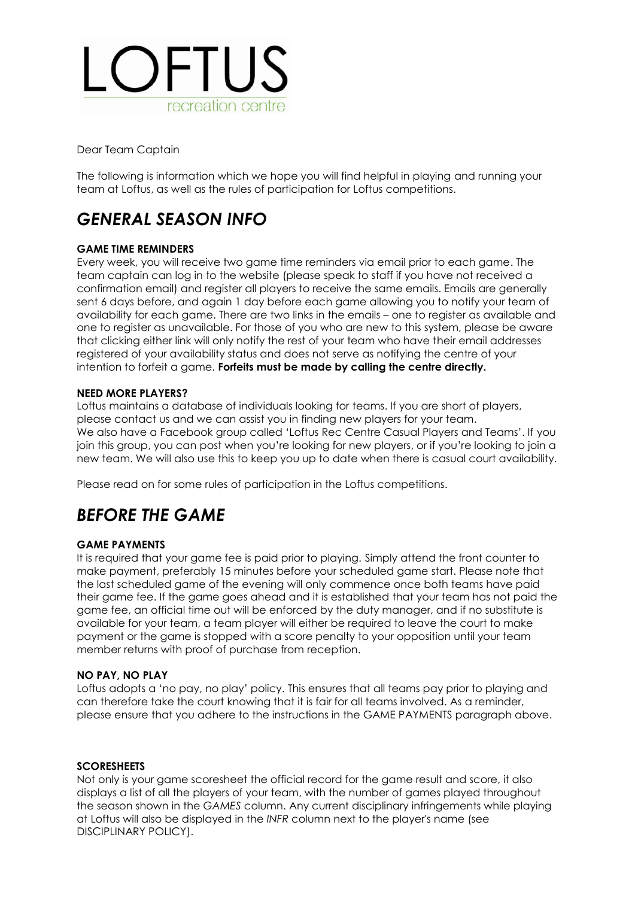# LOFTUS

recreation centre

Dear Team Captain

The following is information which we hope you will find helpful in playing and running your team at Loftus, as well as the rules of participation for Loftus competitions.

## *GENERAL SEASON INFO*

**GAME TIME REMINDERS**

Every week, you will receive two game time reminders via email prior to each game. The team captain can log in to the website (please speak to staff if you have not received a confirmation email) and register all players to receive the same emails. Emails are generally sent 6 days before, and again 1 day before each game allowing you to notify your team of availability for each game. There are two links in the emails – one to register as available and one to register as unavailable. For those of you who are new to this system, please be aware that clicking either link will only notify the rest of your team who have their email addresses registered of your availability status and does not serve as notifying the centre of your intention to forfeit a game. **Forfeits must be made by calling the centre directly.**

**NEED MORE PLAYERS?**

Loftus maintains a database of individuals looking for teams. If you are short of players, please contact us and we can assist you in finding new players for your team.
We also have a Facebook group called 'Loftus Rec Centre Casual Players and Teams'. If you join this group, you can post when you're looking for new players, or if you're looking to join a new team. We will also use this to keep you up to date when there is casual court availability.

Please read on for some rules of participation in the Loftus competitions.

## *BEFORE THE GAME*

**GAME PAYMENTS**

It is required that your game fee is paid prior to playing. Simply attend the front counter to make payment, preferably 15 minutes before your scheduled game start. Please note that the last scheduled game of the evening will only commence once both teams have paid their game fee. If the game goes ahead and it is established that your team has not paid the game fee, an official time out will be enforced by the duty manager, and if no substitute is available for your team, a team player will either be required to leave the court to make payment or the game is stopped with a score penalty to your opposition until your team member returns with proof of purchase from reception.

**NO PAY, NO PLAY**

Loftus adopts a 'no pay, no play' policy. This ensures that all teams pay prior to playing and can therefore take the court knowing that it is fair for all teams involved. As a reminder, please ensure that you adhere to the instructions in the GAME PAYMENTS paragraph above.

**SCORESHEETS**

Not only is your game scoresheet the official record for the game result and score, it also displays a list of all the players of your team, with the number of games played throughout the season shown in the *GAMES* column. Any current disciplinary infringements while playing at Loftus will also be displayed in the *INFR* column next to the player's name (see DISCIPLINARY POLICY).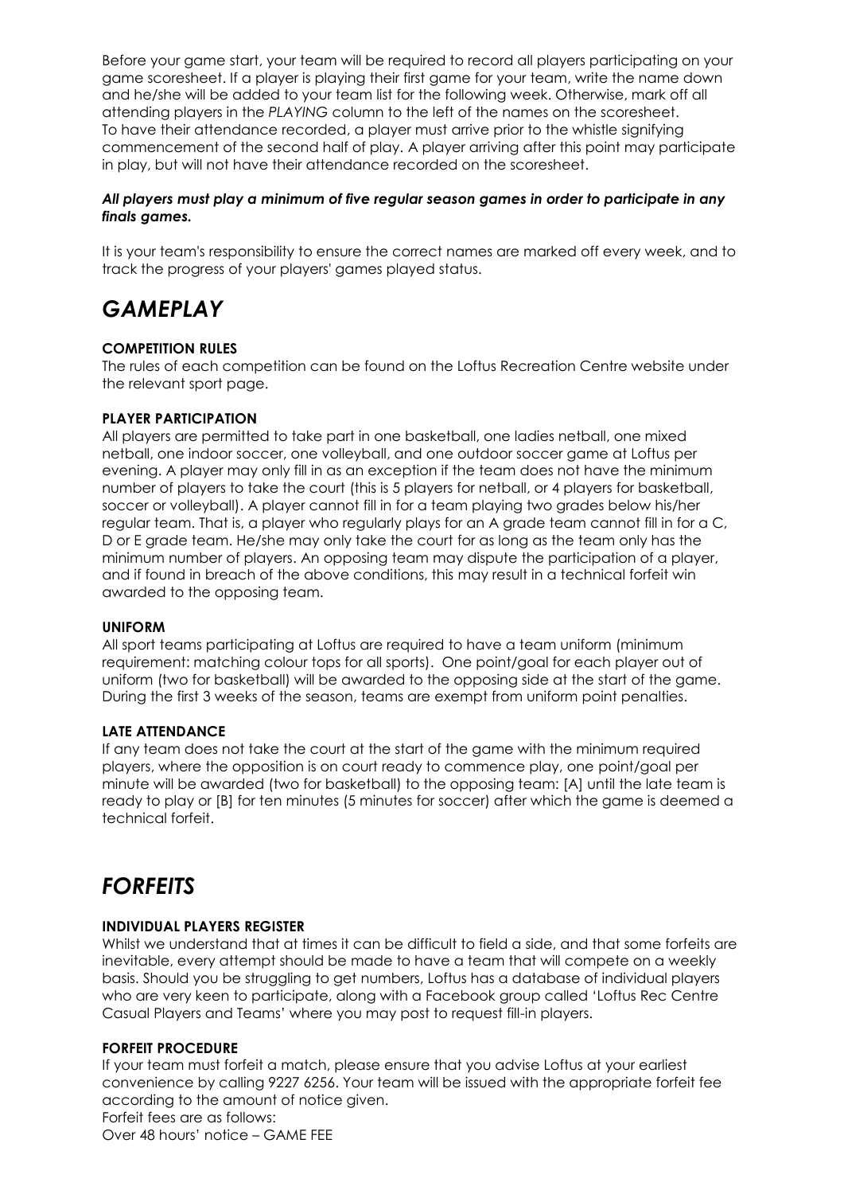Before your game start, your team will be required to record all players participating on your game scoresheet. If a player is playing their first game for your team, write the name down and he/she will be added to your team list for the following week. Otherwise, mark off all attending players in the *PLAYING* column to the left of the names on the scoresheet.
To have their attendance recorded, a player must arrive prior to the whistle signifying commencement of the second half of play. A player arriving after this point may participate in play, but will not have their attendance recorded on the scoresheet.

***All players must play a minimum of five regular season games in order to participate in any finals games.***

It is your team's responsibility to ensure the correct names are marked off every week, and to track the progress of your players' games played status.

# *GAMEPLAY*

**COMPETITION RULES**
The rules of each competition can be found on the Loftus Recreation Centre website under the relevant sport page.

**PLAYER PARTICIPATION**
All players are permitted to take part in one basketball, one ladies netball, one mixed netball, one indoor soccer, one volleyball, and one outdoor soccer game at Loftus per evening. A player may only fill in as an exception if the team does not have the minimum number of players to take the court (this is 5 players for netball, or 4 players for basketball, soccer or volleyball). A player cannot fill in for a team playing two grades below his/her regular team. That is, a player who regularly plays for an A grade team cannot fill in for a C, D or E grade team. He/she may only take the court for as long as the team only has the minimum number of players. An opposing team may dispute the participation of a player, and if found in breach of the above conditions, this may result in a technical forfeit win awarded to the opposing team.

**UNIFORM**
All sport teams participating at Loftus are required to have a team uniform (minimum requirement: matching colour tops for all sports). One point/goal for each player out of uniform (two for basketball) will be awarded to the opposing side at the start of the game. During the first 3 weeks of the season, teams are exempt from uniform point penalties.

**LATE ATTENDANCE**
If any team does not take the court at the start of the game with the minimum required players, where the opposition is on court ready to commence play, one point/goal per minute will be awarded (two for basketball) to the opposing team: [A] until the late team is ready to play or [B] for ten minutes (5 minutes for soccer) after which the game is deemed a technical forfeit.

# *FORFEITS*

**INDIVIDUAL PLAYERS REGISTER**
Whilst we understand that at times it can be difficult to field a side, and that some forfeits are inevitable, every attempt should be made to have a team that will compete on a weekly basis. Should you be struggling to get numbers, Loftus has a database of individual players who are very keen to participate, along with a Facebook group called 'Loftus Rec Centre Casual Players and Teams' where you may post to request fill-in players.

**FORFEIT PROCEDURE**
If your team must forfeit a match, please ensure that you advise Loftus at your earliest convenience by calling 9227 6256. Your team will be issued with the appropriate forfeit fee according to the amount of notice given.
Forfeit fees are as follows:
Over 48 hours' notice – GAME FEE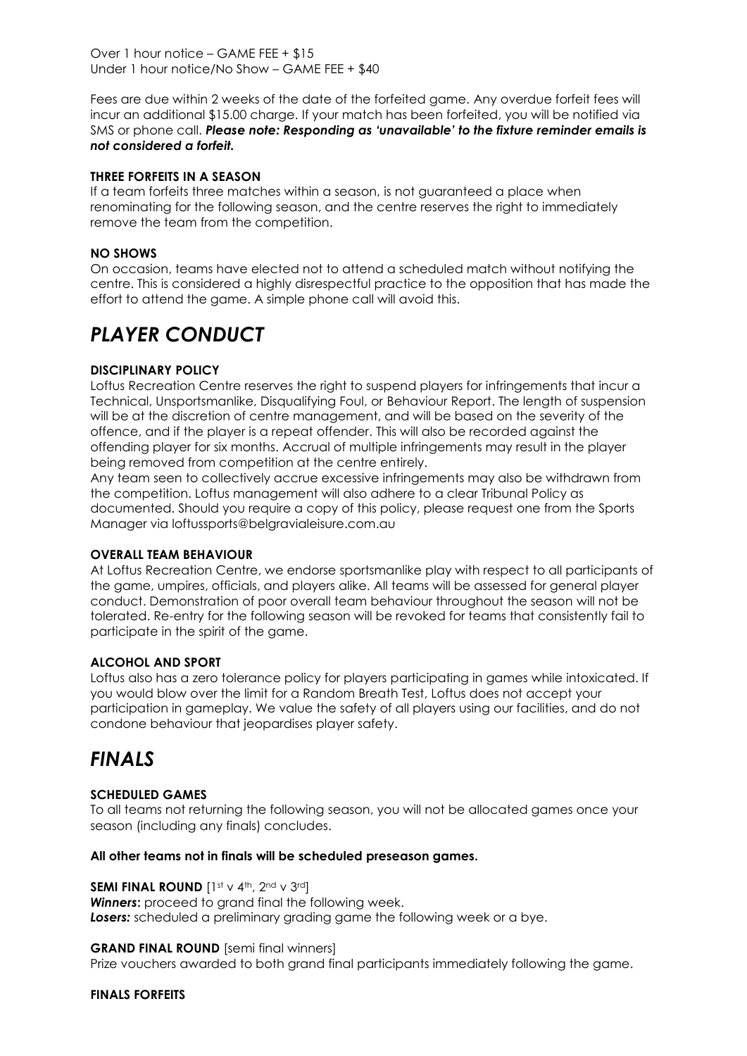Over 1 hour notice – GAME FEE + $15
Under 1 hour notice/No Show – GAME FEE + $40

Fees are due within 2 weeks of the date of the forfeited game. Any overdue forfeit fees will incur an additional $15.00 charge. If your match has been forfeited, you will be notified via SMS or phone call. ***Please note: Responding as 'unavailable' to the fixture reminder emails is not considered a forfeit.***

**THREE FORFEITS IN A SEASON**
If a team forfeits three matches within a season, is not guaranteed a place when renominating for the following season, and the centre reserves the right to immediately remove the team from the competition.

**NO SHOWS**
On occasion, teams have elected not to attend a scheduled match without notifying the centre. This is considered a highly disrespectful practice to the opposition that has made the effort to attend the game. A simple phone call will avoid this.

# *PLAYER CONDUCT*

**DISCIPLINARY POLICY**
Loftus Recreation Centre reserves the right to suspend players for infringements that incur a Technical, Unsportsmanlike, Disqualifying Foul, or Behaviour Report. The length of suspension will be at the discretion of centre management, and will be based on the severity of the offence, and if the player is a repeat offender. This will also be recorded against the offending player for six months. Accrual of multiple infringements may result in the player being removed from competition at the centre entirely.
Any team seen to collectively accrue excessive infringements may also be withdrawn from the competition. Loftus management will also adhere to a clear Tribunal Policy as documented. Should you require a copy of this policy, please request one from the Sports Manager via loftussports@belgravialeisure.com.au

**OVERALL TEAM BEHAVIOUR**
At Loftus Recreation Centre, we endorse sportsmanlike play with respect to all participants of the game, umpires, officials, and players alike. All teams will be assessed for general player conduct. Demonstration of poor overall team behaviour throughout the season will not be tolerated. Re-entry for the following season will be revoked for teams that consistently fail to participate in the spirit of the game.

**ALCOHOL AND SPORT**
Loftus also has a zero tolerance policy for players participating in games while intoxicated. If you would blow over the limit for a Random Breath Test, Loftus does not accept your participation in gameplay. We value the safety of all players using our facilities, and do not condone behaviour that jeopardises player safety.

# *FINALS*

**SCHEDULED GAMES**
To all teams not returning the following season, you will not be allocated games once your season (including any finals) concludes.

**All other teams not in finals will be scheduled preseason games.**

**SEMI FINAL ROUND** [1st v 4th, 2nd v 3rd]
***Winners*:** proceed to grand final the following week.
***Losers:*** scheduled a preliminary grading game the following week or a bye.

**GRAND FINAL ROUND** [semi final winners]
Prize vouchers awarded to both grand final participants immediately following the game.

**FINALS FORFEITS**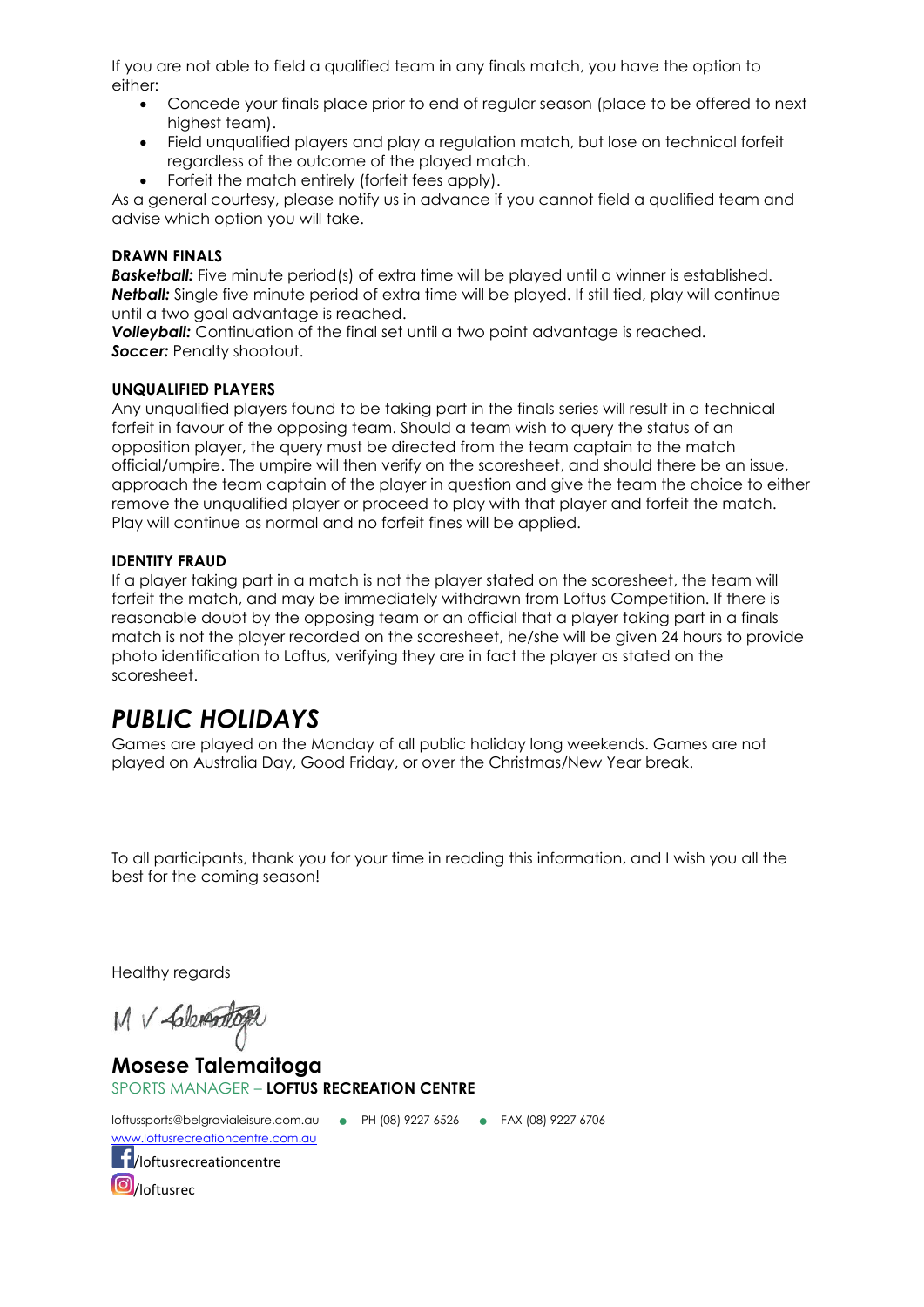If you are not able to field a qualified team in any finals match, you have the option to either:

- Concede your finals place prior to end of regular season (place to be offered to next highest team).
- Field unqualified players and play a regulation match, but lose on technical forfeit regardless of the outcome of the played match.
- Forfeit the match entirely (forfeit fees apply).

As a general courtesy, please notify us in advance if you cannot field a qualified team and advise which option you will take.

**DRAWN FINALS**

***Basketball:*** Five minute period(s) of extra time will be played until a winner is established.
***Netball:*** Single five minute period of extra time will be played. If still tied, play will continue until a two goal advantage is reached.
***Volleyball:*** Continuation of the final set until a two point advantage is reached.
***Soccer:*** Penalty shootout.

**UNQUALIFIED PLAYERS**

Any unqualified players found to be taking part in the finals series will result in a technical forfeit in favour of the opposing team. Should a team wish to query the status of an opposition player, the query must be directed from the team captain to the match official/umpire. The umpire will then verify on the scoresheet, and should there be an issue, approach the team captain of the player in question and give the team the choice to either remove the unqualified player or proceed to play with that player and forfeit the match. Play will continue as normal and no forfeit fines will be applied.

**IDENTITY FRAUD**

If a player taking part in a match is not the player stated on the scoresheet, the team will forfeit the match, and may be immediately withdrawn from Loftus Competition. If there is reasonable doubt by the opposing team or an official that a player taking part in a finals match is not the player recorded on the scoresheet, he/she will be given 24 hours to provide photo identification to Loftus, verifying they are in fact the player as stated on the scoresheet.

## *PUBLIC HOLIDAYS*

Games are played on the Monday of all public holiday long weekends. Games are not played on Australia Day, Good Friday, or over the Christmas/New Year break.

To all participants, thank you for your time in reading this information, and I wish you all the best for the coming season!

Healthy regards

M V Talemaitoga

**Mosese Talemaitoga**
SPORTS MANAGER – **LOFTUS RECREATION CENTRE**

loftussports@belgravialeisure.com.au • PH (08) 9227 6526 • FAX (08) 9227 6706
www.loftusrecreationcentre.com.au

/loftusrecreationcentre

/loftusrec